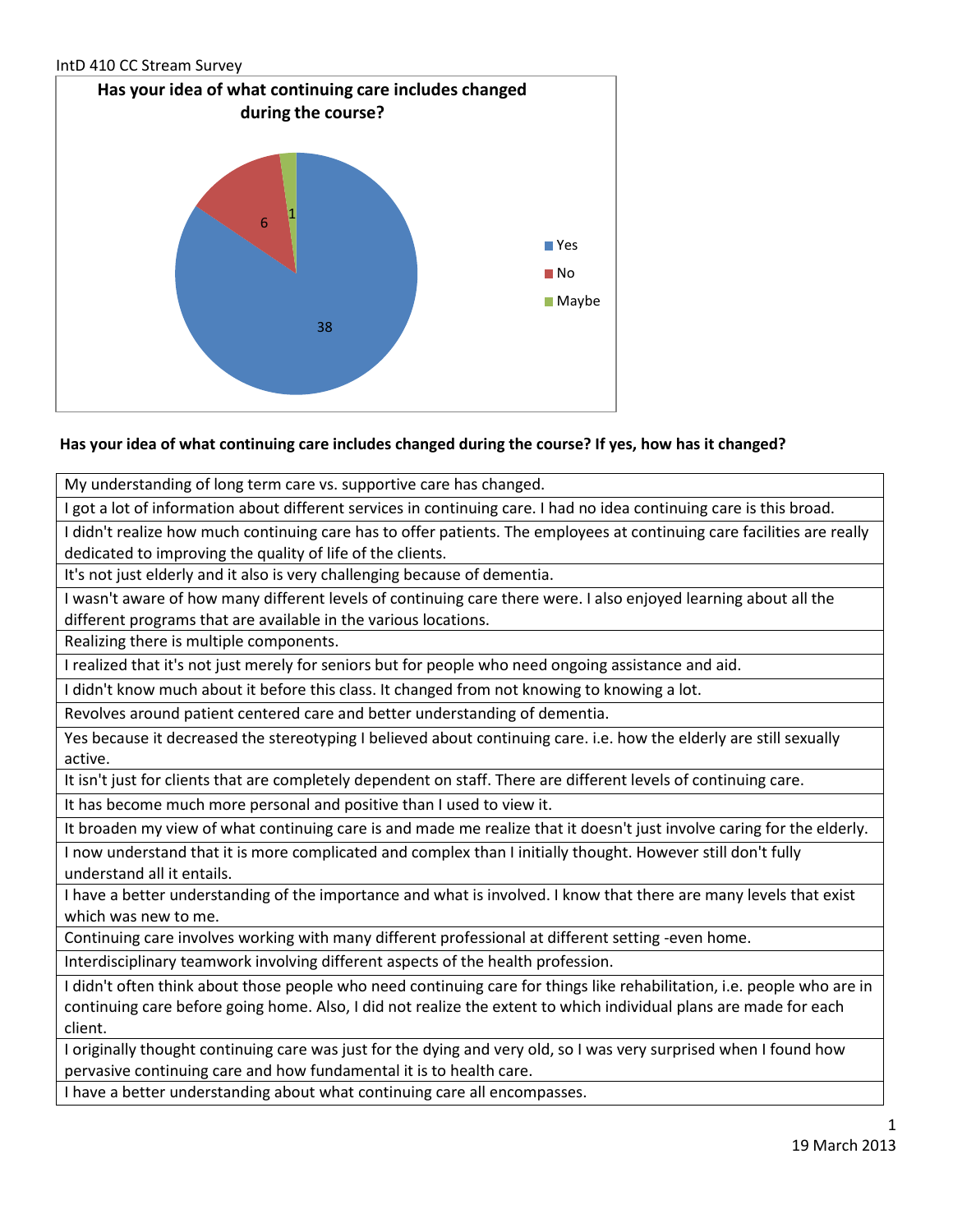IntD 410 CC Stream Survey

**Has your idea of what continuing care includes changed during the course?**

| Response | Count |
|---|---|
| Yes | 38 |
| No | 6 |
| Maybe | 1 |

**Has your idea of what continuing care includes changed during the course? If yes, how has it changed?**

| |
|---|
| My understanding of long term care vs. supportive care has changed. |
| I got a lot of information about different services in continuing care. I had no idea continuing care is this broad. |
| I didn't realize how much continuing care has to offer patients. The employees at continuing care facilities are really dedicated to improving the quality of life of the clients. |
| It's not just elderly and it also is very challenging because of dementia. |
| I wasn't aware of how many different levels of continuing care there were. I also enjoyed learning about all the different programs that are available in the various locations. |
| Realizing there is multiple components. |
| I realized that it's not just merely for seniors but for people who need ongoing assistance and aid. |
| I didn't know much about it before this class. It changed from not knowing to knowing a lot. |
| Revolves around patient centered care and better understanding of dementia. |
| Yes because it decreased the stereotyping I believed about continuing care. i.e. how the elderly are still sexually active. |
| It isn't just for clients that are completely dependent on staff. There are different levels of continuing care. |
| It has become much more personal and positive than I used to view it. |
| It broaden my view of what continuing care is and made me realize that it doesn't just involve caring for the elderly. |
| I now understand that it is more complicated and complex than I initially thought. However still don't fully understand all it entails. |
| I have a better understanding of the importance and what is involved. I know that there are many levels that exist which was new to me. |
| Continuing care involves working with many different professional at different setting -even home. |
| Interdisciplinary teamwork involving different aspects of the health profession. |
| I didn't often think about those people who need continuing care for things like rehabilitation, i.e. people who are in continuing care before going home. Also, I did not realize the extent to which individual plans are made for each client. |
| I originally thought continuing care was just for the dying and very old, so I was very surprised when I found how pervasive continuing care and how fundamental it is to health care. |
| I have a better understanding about what continuing care all encompasses. |

19 March 2013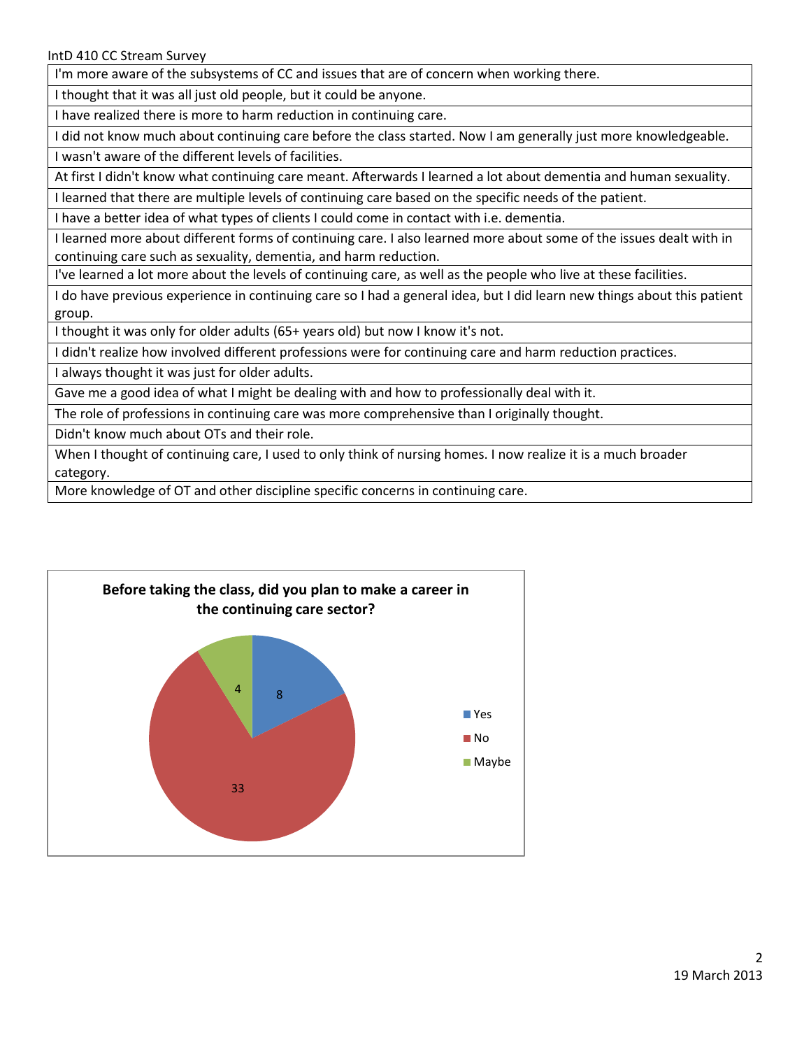- I'm more aware of the subsystems of CC and issues that are of concern when working there.
- I thought that it was all just old people, but it could be anyone.
- I have realized there is more to harm reduction in continuing care.
- I did not know much about continuing care before the class started. Now I am generally just more knowledgeable.
- I wasn't aware of the different levels of facilities.
- At first I didn't know what continuing care meant. Afterwards I learned a lot about dementia and human sexuality.
- I learned that there are multiple levels of continuing care based on the specific needs of the patient.
- I have a better idea of what types of clients I could come in contact with i.e. dementia.
- I learned more about different forms of continuing care. I also learned more about some of the issues dealt with in continuing care such as sexuality, dementia, and harm reduction.
- I've learned a lot more about the levels of continuing care, as well as the people who live at these facilities.
- I do have previous experience in continuing care so I had a general idea, but I did learn new things about this patient group.
- I thought it was only for older adults (65+ years old) but now I know it's not.
- I didn't realize how involved different professions were for continuing care and harm reduction practices.
- I always thought it was just for older adults.
- Gave me a good idea of what I might be dealing with and how to professionally deal with it.
- The role of professions in continuing care was more comprehensive than I originally thought.
- Didn't know much about OTs and their role.
- When I thought of continuing care, I used to only think of nursing homes. I now realize it is a much broader category.
- More knowledge of OT and other discipline specific concerns in continuing care.

**Before taking the class, did you plan to make a career in the continuing care sector?**

| Response | Count |
|---|---|
| Yes | 8 |
| No | 33 |
| Maybe | 4 |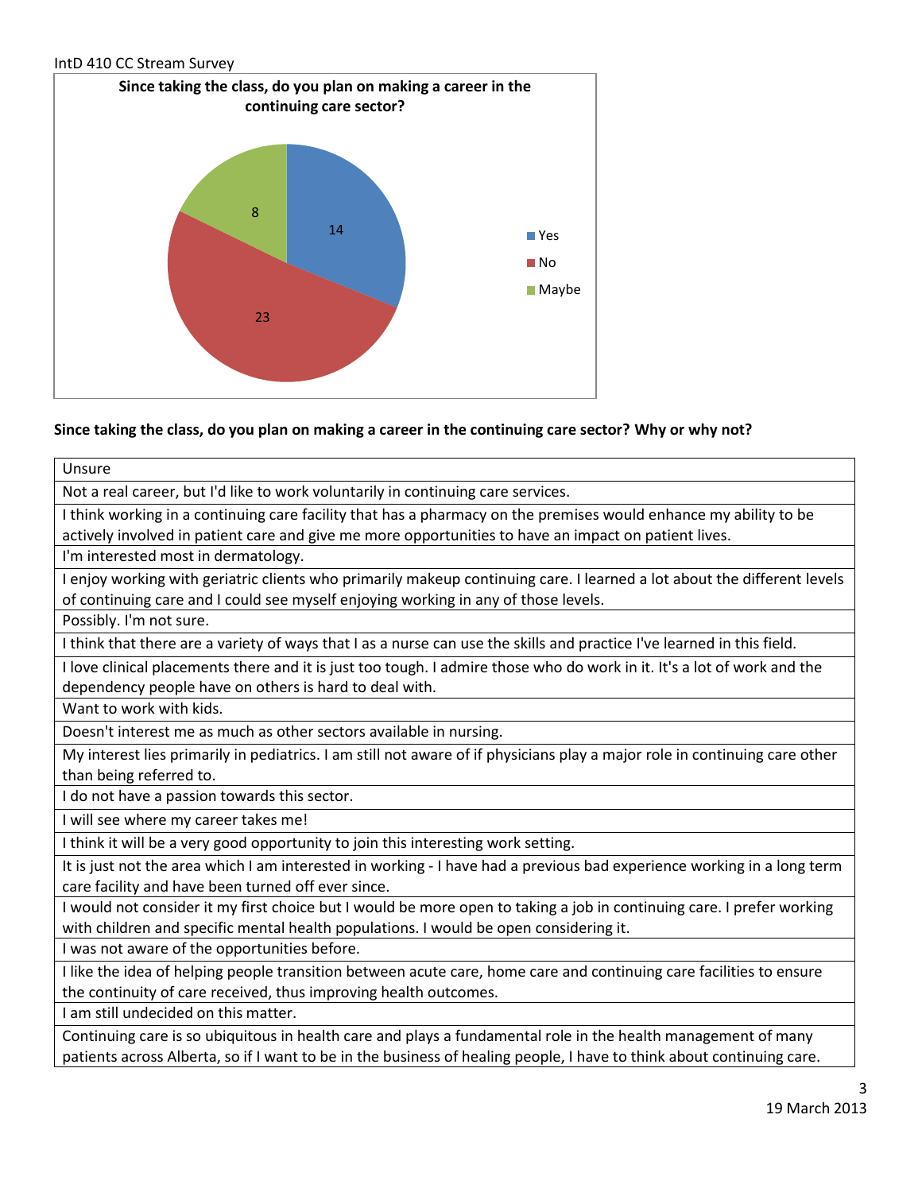**Since taking the class, do you plan on making a career in the continuing care sector?**

| Response | Count |
|---|---|
| Yes | 14 |
| No | 23 |
| Maybe | 8 |

**Since taking the class, do you plan on making a career in the continuing care sector? Why or why not?**

| |
|---|
| Unsure |
| Not a real career, but I'd like to work voluntarily in continuing care services. |
| I think working in a continuing care facility that has a pharmacy on the premises would enhance my ability to be actively involved in patient care and give me more opportunities to have an impact on patient lives. |
| I'm interested most in dermatology. |
| I enjoy working with geriatric clients who primarily makeup continuing care. I learned a lot about the different levels of continuing care and I could see myself enjoying working in any of those levels. |
| Possibly. I'm not sure. |
| I think that there are a variety of ways that I as a nurse can use the skills and practice I've learned in this field. |
| I love clinical placements there and it is just too tough. I admire those who do work in it. It's a lot of work and the dependency people have on others is hard to deal with. |
| Want to work with kids. |
| Doesn't interest me as much as other sectors available in nursing. |
| My interest lies primarily in pediatrics. I am still not aware of if physicians play a major role in continuing care other than being referred to. |
| I do not have a passion towards this sector. |
| I will see where my career takes me! |
| I think it will be a very good opportunity to join this interesting work setting. |
| It is just not the area which I am interested in working - I have had a previous bad experience working in a long term care facility and have been turned off ever since. |
| I would not consider it my first choice but I would be more open to taking a job in continuing care. I prefer working with children and specific mental health populations. I would be open considering it. |
| I was not aware of the opportunities before. |
| I like the idea of helping people transition between acute care, home care and continuing care facilities to ensure the continuity of care received, thus improving health outcomes. |
| I am still undecided on this matter. |
| Continuing care is so ubiquitous in health care and plays a fundamental role in the health management of many patients across Alberta, so if I want to be in the business of healing people, I have to think about continuing care. |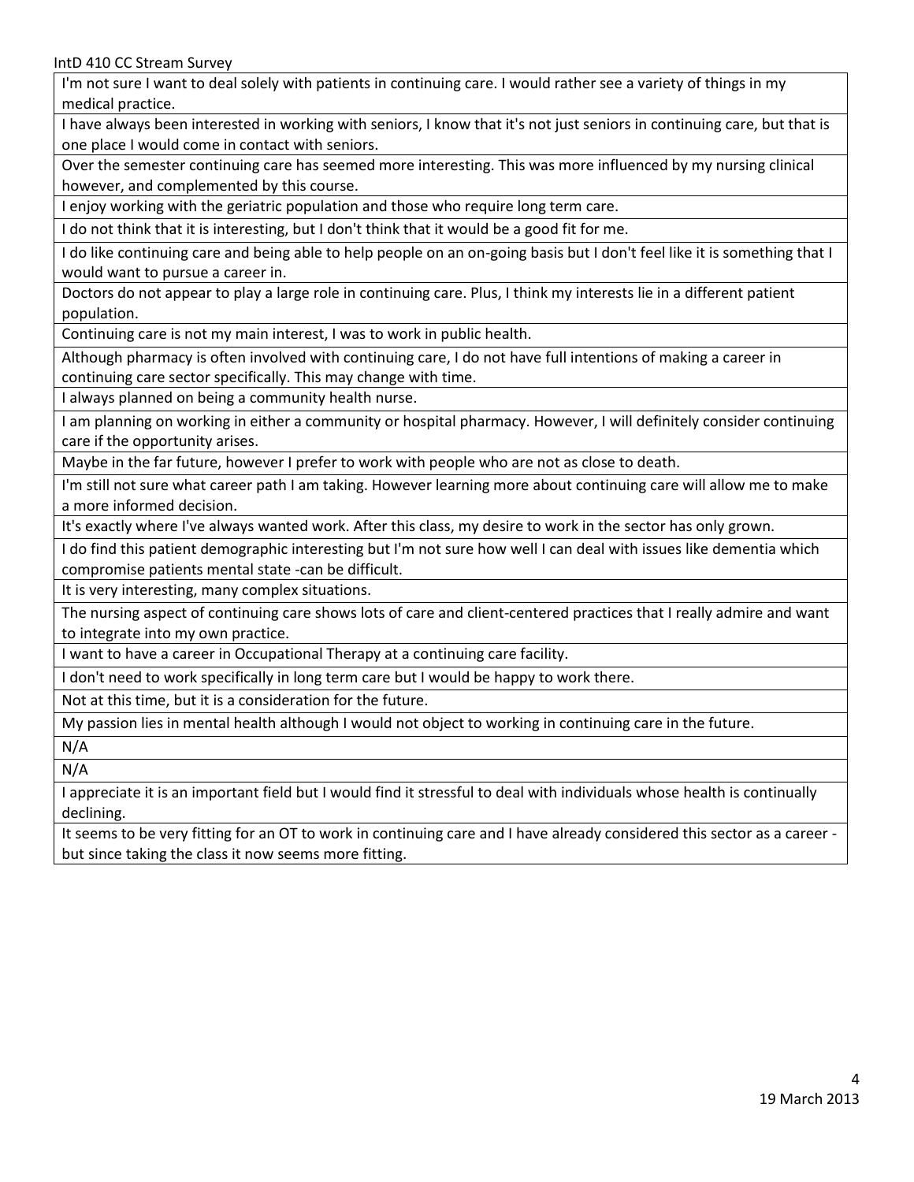| I'm not sure I want to deal solely with patients in continuing care. I would rather see a variety of things in my medical practice. |
|---|
| I have always been interested in working with seniors, I know that it's not just seniors in continuing care, but that is one place I would come in contact with seniors. |
| Over the semester continuing care has seemed more interesting. This was more influenced by my nursing clinical however, and complemented by this course. |
| I enjoy working with the geriatric population and those who require long term care. |
| I do not think that it is interesting, but I don't think that it would be a good fit for me. |
| I do like continuing care and being able to help people on an on-going basis but I don't feel like it is something that I would want to pursue a career in. |
| Doctors do not appear to play a large role in continuing care. Plus, I think my interests lie in a different patient population. |
| Continuing care is not my main interest, I was to work in public health. |
| Although pharmacy is often involved with continuing care, I do not have full intentions of making a career in continuing care sector specifically. This may change with time. |
| I always planned on being a community health nurse. |
| I am planning on working in either a community or hospital pharmacy. However, I will definitely consider continuing care if the opportunity arises. |
| Maybe in the far future, however I prefer to work with people who are not as close to death. |
| I'm still not sure what career path I am taking. However learning more about continuing care will allow me to make a more informed decision. |
| It's exactly where I've always wanted work. After this class, my desire to work in the sector has only grown. |
| I do find this patient demographic interesting but I'm not sure how well I can deal with issues like dementia which compromise patients mental state -can be difficult. |
| It is very interesting, many complex situations. |
| The nursing aspect of continuing care shows lots of care and client-centered practices that I really admire and want to integrate into my own practice. |
| I want to have a career in Occupational Therapy at a continuing care facility. |
| I don't need to work specifically in long term care but I would be happy to work there. |
| Not at this time, but it is a consideration for the future. |
| My passion lies in mental health although I would not object to working in continuing care in the future. |
| N/A |
| N/A |
| I appreciate it is an important field but I would find it stressful to deal with individuals whose health is continually declining. |
| It seems to be very fitting for an OT to work in continuing care and I have already considered this sector as a career - but since taking the class it now seems more fitting. |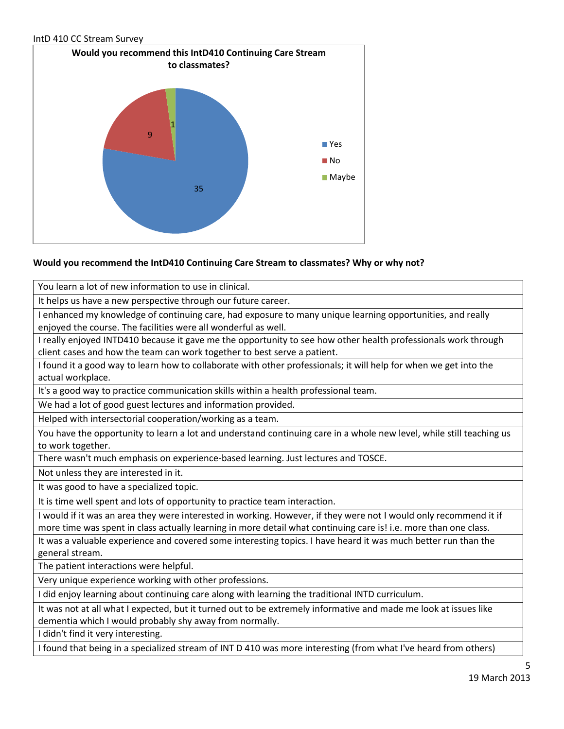**Would you recommend this IntD410 Continuing Care Stream to classmates?**

| Response | Count |
|---|---|
| Yes | 35 |
| No | 9 |
| Maybe | 1 |

**Would you recommend the IntD410 Continuing Care Stream to classmates? Why or why not?**

| |
|---|
| You learn a lot of new information to use in clinical. |
| It helps us have a new perspective through our future career. |
| I enhanced my knowledge of continuing care, had exposure to many unique learning opportunities, and really enjoyed the course. The facilities were all wonderful as well. |
| I really enjoyed INTD410 because it gave me the opportunity to see how other health professionals work through client cases and how the team can work together to best serve a patient. |
| I found it a good way to learn how to collaborate with other professionals; it will help for when we get into the actual workplace. |
| It's a good way to practice communication skills within a health professional team. |
| We had a lot of good guest lectures and information provided. |
| Helped with intersectorial cooperation/working as a team. |
| You have the opportunity to learn a lot and understand continuing care in a whole new level, while still teaching us to work together. |
| There wasn't much emphasis on experience-based learning. Just lectures and TOSCE. |
| Not unless they are interested in it. |
| It was good to have a specialized topic. |
| It is time well spent and lots of opportunity to practice team interaction. |
| I would if it was an area they were interested in working. However, if they were not I would only recommend it if more time was spent in class actually learning in more detail what continuing care is! i.e. more than one class. |
| It was a valuable experience and covered some interesting topics. I have heard it was much better run than the general stream. |
| The patient interactions were helpful. |
| Very unique experience working with other professions. |
| I did enjoy learning about continuing care along with learning the traditional INTD curriculum. |
| It was not at all what I expected, but it turned out to be extremely informative and made me look at issues like dementia which I would probably shy away from normally. |
| I didn't find it very interesting. |
| I found that being in a specialized stream of INT D 410 was more interesting (from what I've heard from others) |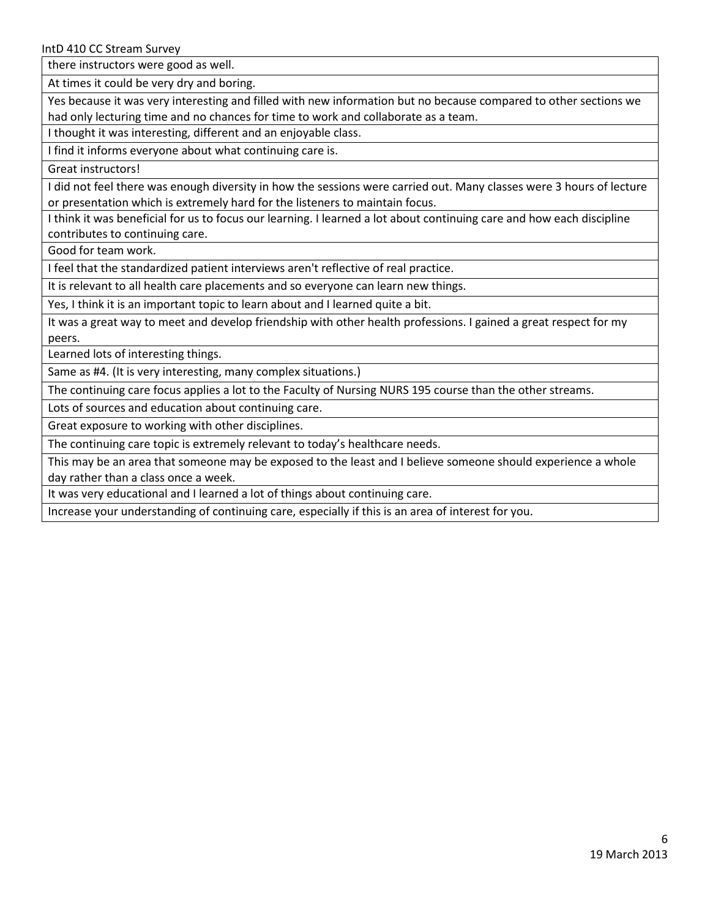| |
|---|
| there instructors were good as well. |
| At times it could be very dry and boring. |
| Yes because it was very interesting and filled with new information but no because compared to other sections we had only lecturing time and no chances for time to work and collaborate as a team. |
| I thought it was interesting, different and an enjoyable class. |
| I find it informs everyone about what continuing care is. |
| Great instructors! |
| I did not feel there was enough diversity in how the sessions were carried out. Many classes were 3 hours of lecture or presentation which is extremely hard for the listeners to maintain focus. |
| I think it was beneficial for us to focus our learning. I learned a lot about continuing care and how each discipline contributes to continuing care. |
| Good for team work. |
| I feel that the standardized patient interviews aren't reflective of real practice. |
| It is relevant to all health care placements and so everyone can learn new things. |
| Yes, I think it is an important topic to learn about and I learned quite a bit. |
| It was a great way to meet and develop friendship with other health professions. I gained a great respect for my peers. |
| Learned lots of interesting things. |
| Same as #4. (It is very interesting, many complex situations.) |
| The continuing care focus applies a lot to the Faculty of Nursing NURS 195 course than the other streams. |
| Lots of sources and education about continuing care. |
| Great exposure to working with other disciplines. |
| The continuing care topic is extremely relevant to today's healthcare needs. |
| This may be an area that someone may be exposed to the least and I believe someone should experience a whole day rather than a class once a week. |
| It was very educational and I learned a lot of things about continuing care. |
| Increase your understanding of continuing care, especially if this is an area of interest for you. |